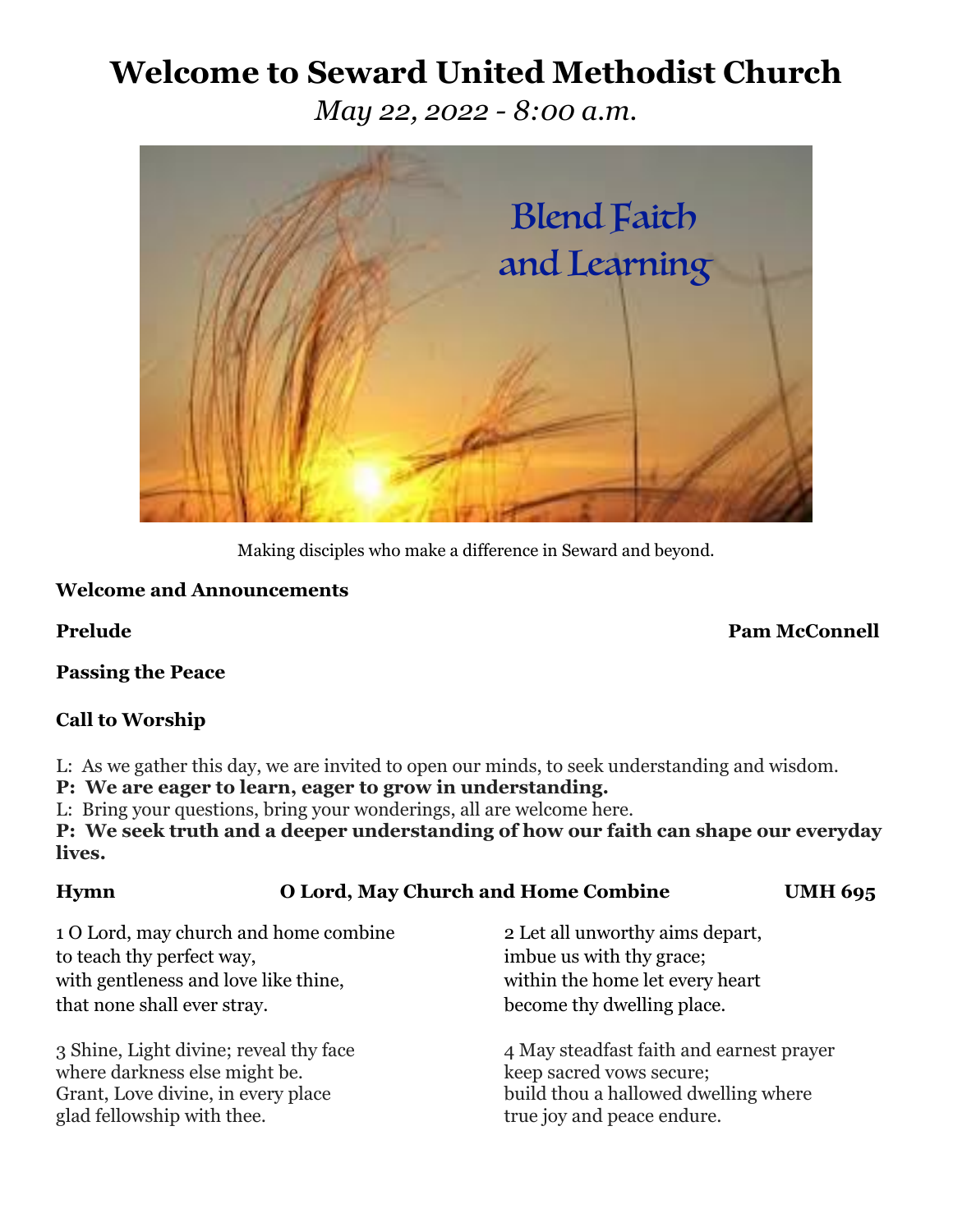# Welcome to Seward United Methodist Church

*May 22, 2022 - 8:00 a.m.*

Blend Faith and Learning

Making disciples who make a difference in Seward and beyond.

**Welcome and Announcements**

**Prelude** **Pam McConnell**

**Passing the Peace**

**Call to Worship**

L: As we gather this day, we are invited to open our minds, to seek understanding and wisdom.
**P: We are eager to learn, eager to grow in understanding.**
L: Bring your questions, bring your wonderings, all are welcome here.
**P: We seek truth and a deeper understanding of how our faith can shape our everyday lives.**

**Hymn** **O Lord, May Church and Home Combine** **UMH 695**

1 O Lord, may church and home combine
to teach thy perfect way,
with gentleness and love like thine,
that none shall ever stray.

2 Let all unworthy aims depart,
imbue us with thy grace;
within the home let every heart
become thy dwelling place.

3 Shine, Light divine; reveal thy face
where darkness else might be.
Grant, Love divine, in every place
glad fellowship with thee.

4 May steadfast faith and earnest prayer
keep sacred vows secure;
build thou a hallowed dwelling where
true joy and peace endure.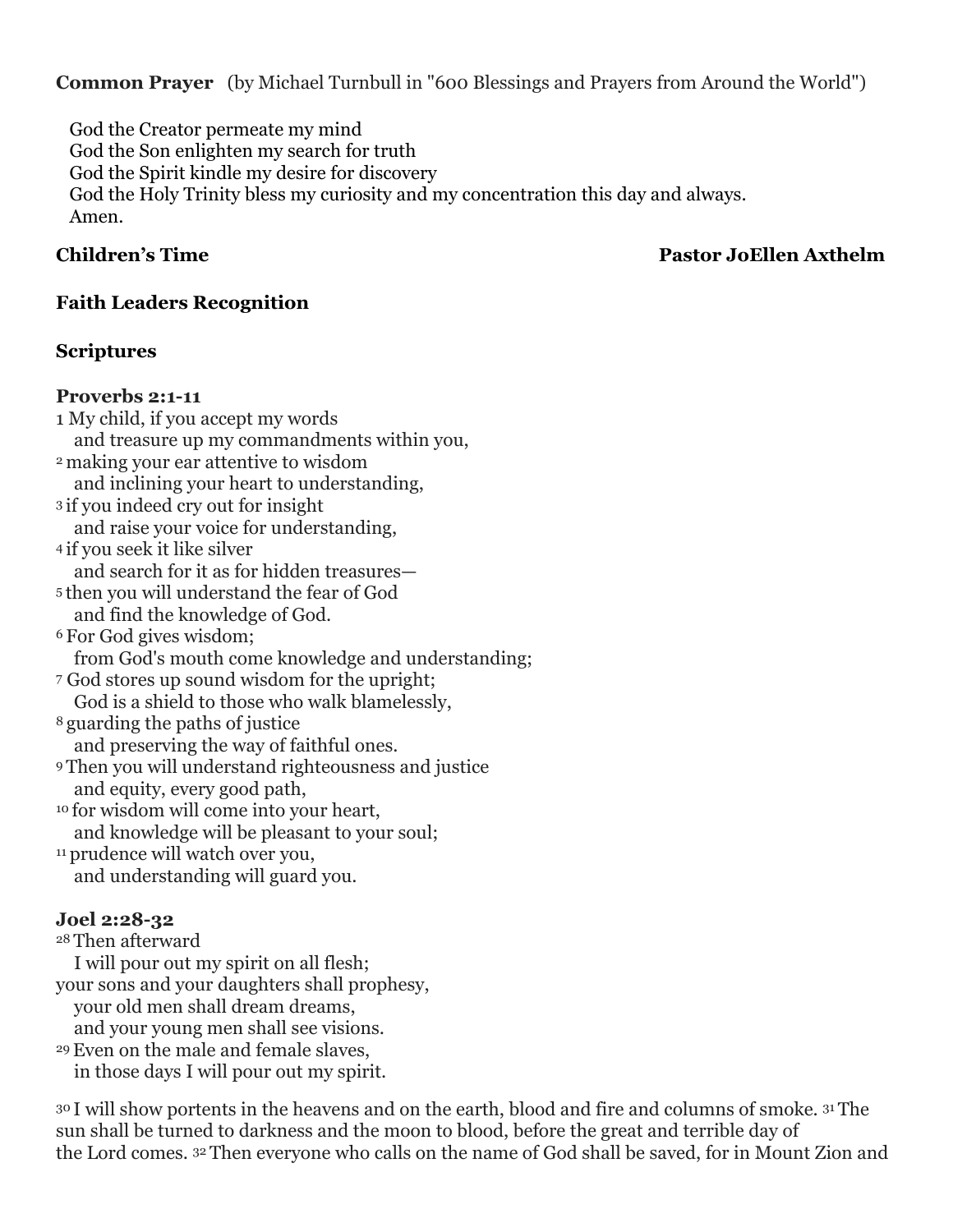**Common Prayer** (by Michael Turnbull in "600 Blessings and Prayers from Around the World")

God the Creator permeate my mind
God the Son enlighten my search for truth
God the Spirit kindle my desire for discovery
God the Holy Trinity bless my curiosity and my concentration this day and always.
Amen.

**Children's Time** **Pastor JoEllen Axthelm**

**Faith Leaders Recognition**

**Scriptures**

**Proverbs 2:1-11**

1 My child, if you accept my words
and treasure up my commandments within you,
2 making your ear attentive to wisdom
and inclining your heart to understanding,
3 if you indeed cry out for insight
and raise your voice for understanding,
4 if you seek it like silver
and search for it as for hidden treasures—
5 then you will understand the fear of God
and find the knowledge of God.
6 For God gives wisdom;
from God's mouth come knowledge and understanding;
7 God stores up sound wisdom for the upright;
God is a shield to those who walk blamelessly,
8 guarding the paths of justice
and preserving the way of faithful ones.
9 Then you will understand righteousness and justice
and equity, every good path,
10 for wisdom will come into your heart,
and knowledge will be pleasant to your soul;
11 prudence will watch over you,
and understanding will guard you.

**Joel 2:28-32**

28 Then afterward
I will pour out my spirit on all flesh;
your sons and your daughters shall prophesy,
your old men shall dream dreams,
and your young men shall see visions.
29 Even on the male and female slaves,
in those days I will pour out my spirit.

30 I will show portents in the heavens and on the earth, blood and fire and columns of smoke. 31 The sun shall be turned to darkness and the moon to blood, before the great and terrible day of the Lord comes. 32 Then everyone who calls on the name of God shall be saved, for in Mount Zion and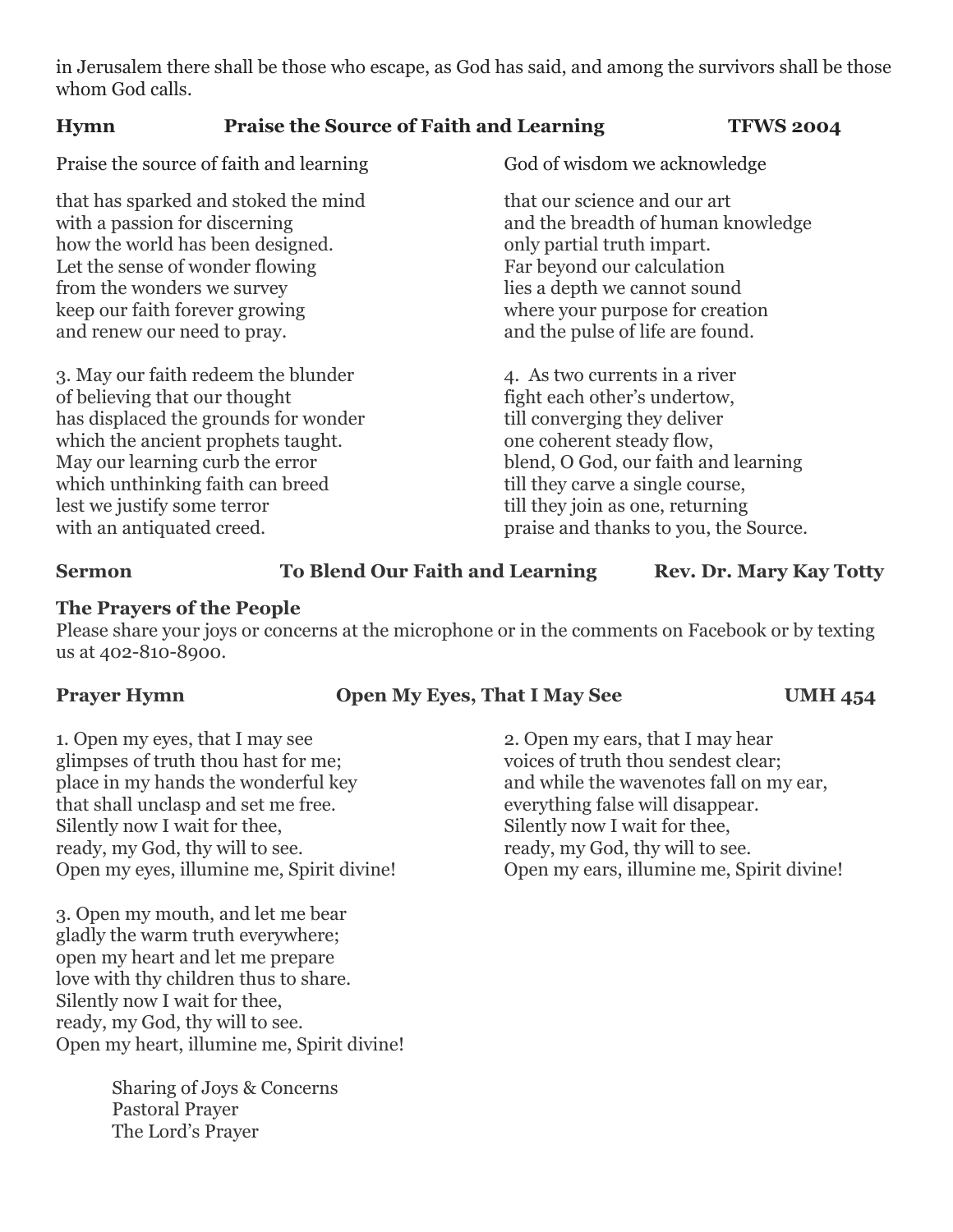in Jerusalem there shall be those who escape, as God has said, and among the survivors shall be those whom God calls.

**Hymn** **Praise the Source of Faith and Learning** **TFWS 2004**

Praise the source of faith and learning
that has sparked and stoked the mind
with a passion for discerning
how the world has been designed.
Let the sense of wonder flowing
from the wonders we survey
keep our faith forever growing
and renew our need to pray.

God of wisdom we acknowledge
that our science and our art
and the breadth of human knowledge
only partial truth impart.
Far beyond our calculation
lies a depth we cannot sound
where your purpose for creation
and the pulse of life are found.

3. May our faith redeem the blunder
of believing that our thought
has displaced the grounds for wonder
which the ancient prophets taught.
May our learning curb the error
which unthinking faith can breed
lest we justify some terror
with an antiquated creed.

4. As two currents in a river
fight each other's undertow,
till converging they deliver
one coherent steady flow,
blend, O God, our faith and learning
till they carve a single course,
till they join as one, returning
praise and thanks to you, the Source.

**Sermon** **To Blend Our Faith and Learning** **Rev. Dr. Mary Kay Totty**

**The Prayers of the People**
Please share your joys or concerns at the microphone or in the comments on Facebook or by texting us at 402-810-8900.

**Prayer Hymn** **Open My Eyes, That I May See** **UMH 454**

1. Open my eyes, that I may see
glimpses of truth thou hast for me;
place in my hands the wonderful key
that shall unclasp and set me free.
Silently now I wait for thee,
ready, my God, thy will to see.
Open my eyes, illumine me, Spirit divine!

2. Open my ears, that I may hear
voices of truth thou sendest clear;
and while the wavenotes fall on my ear,
everything false will disappear.
Silently now I wait for thee,
ready, my God, thy will to see.
Open my ears, illumine me, Spirit divine!

3. Open my mouth, and let me bear
gladly the warm truth everywhere;
open my heart and let me prepare
love with thy children thus to share.
Silently now I wait for thee,
ready, my God, thy will to see.
Open my heart, illumine me, Spirit divine!

Sharing of Joys & Concerns
Pastoral Prayer
The Lord's Prayer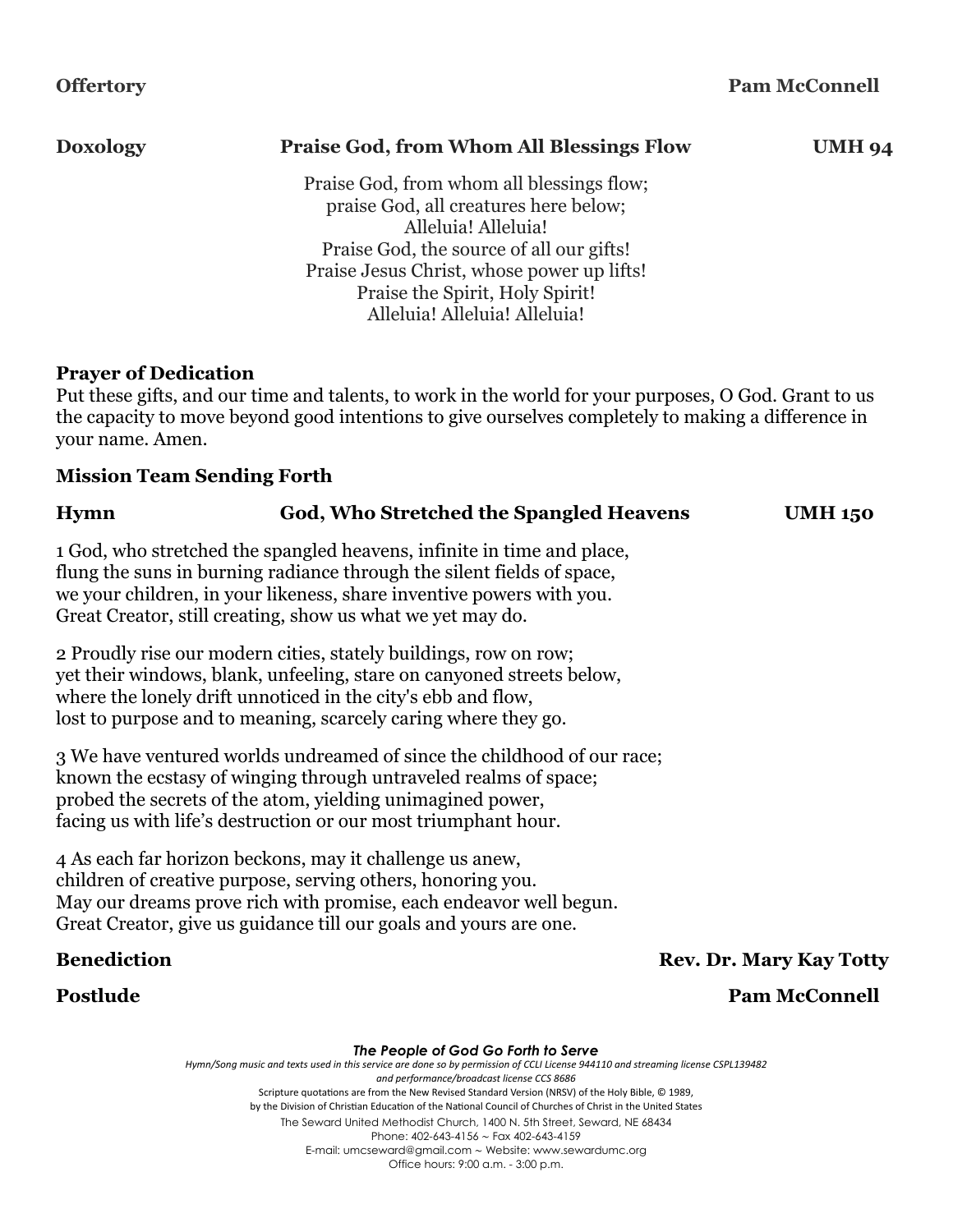**Offertory** **Pam McConnell**

**Doxology** **Praise God, from Whom All Blessings Flow** **UMH 94**

Praise God, from whom all blessings flow;
praise God, all creatures here below;
Alleluia! Alleluia!
Praise God, the source of all our gifts!
Praise Jesus Christ, whose power up lifts!
Praise the Spirit, Holy Spirit!
Alleluia! Alleluia! Alleluia!

**Prayer of Dedication**
Put these gifts, and our time and talents, to work in the world for your purposes, O God. Grant to us the capacity to move beyond good intentions to give ourselves completely to making a difference in your name. Amen.

**Mission Team Sending Forth**

**Hymn** **God, Who Stretched the Spangled Heavens** **UMH 150**

1 God, who stretched the spangled heavens, infinite in time and place,
flung the suns in burning radiance through the silent fields of space,
we your children, in your likeness, share inventive powers with you.
Great Creator, still creating, show us what we yet may do.

2 Proudly rise our modern cities, stately buildings, row on row;
yet their windows, blank, unfeeling, stare on canyoned streets below,
where the lonely drift unnoticed in the city's ebb and flow,
lost to purpose and to meaning, scarcely caring where they go.

3 We have ventured worlds undreamed of since the childhood of our race;
known the ecstasy of winging through untraveled realms of space;
probed the secrets of the atom, yielding unimagined power,
facing us with life's destruction or our most triumphant hour.

4 As each far horizon beckons, may it challenge us anew,
children of creative purpose, serving others, honoring you.
May our dreams prove rich with promise, each endeavor well begun.
Great Creator, give us guidance till our goals and yours are one.

**Benediction** **Rev. Dr. Mary Kay Totty**

**Postlude** **Pam McConnell**

***The People of God Go Forth to Serve***

*Hymn/Song music and texts used in this service are done so by permission of CCLI License 944110 and streaming license CSPL139482 and performance/broadcast license CCS 8686*

Scripture quotations are from the New Revised Standard Version (NRSV) of the Holy Bible, © 1989,
by the Division of Christian Education of the National Council of Churches of Christ in the United States

The Seward United Methodist Church, 1400 N. 5th Street, Seward, NE 68434
Phone: 402-643-4156 ~ Fax 402-643-4159
E-mail: umcseward@gmail.com ~ Website: www.sewardumc.org
Office hours: 9:00 a.m. - 3:00 p.m.